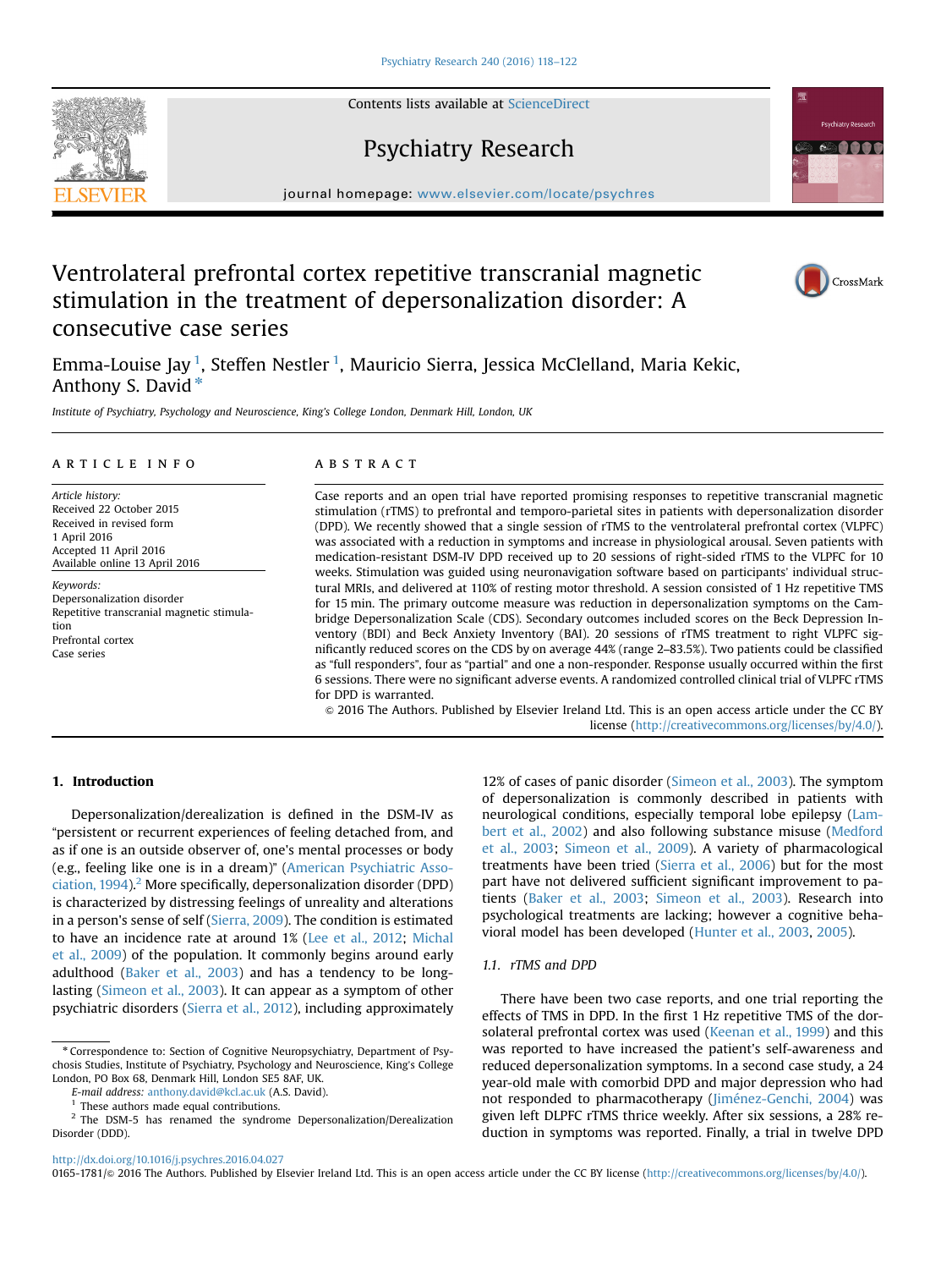# Ventrolateral prefrontal cortex repetitive transcranial magnetic stimulation in the treatment of depersonalization disorder: A consecutive case series

Emma-Louise Jay [1], Steffen Nestler [1], Mauricio Sierra, Jessica McClelland, Maria Kekic, Anthony S. David *

*Institute of Psychiatry, Psychology and Neuroscience, King's College London, Denmark Hill, London, UK*

## ARTICLE INFO

*Article history:*
Received 22 October 2015
Received in revised form
1 April 2016
Accepted 11 April 2016
Available online 13 April 2016

*Keywords:*
Depersonalization disorder
Repetitive transcranial magnetic stimulation
Prefrontal cortex
Case series

## ABSTRACT

Case reports and an open trial have reported promising responses to repetitive transcranial magnetic stimulation (rTMS) to prefrontal and temporo-parietal sites in patients with depersonalization disorder (DPD). We recently showed that a single session of rTMS to the ventrolateral prefrontal cortex (VLPFC) was associated with a reduction in symptoms and increase in physiological arousal. Seven patients with medication-resistant DSM-IV DPD received up to 20 sessions of right-sided rTMS to the VLPFC for 10 weeks. Stimulation was guided using neuronavigation software based on participants' individual structural MRIs, and delivered at 110% of resting motor threshold. A session consisted of 1 Hz repetitive TMS for 15 min. The primary outcome measure was reduction in depersonalization symptoms on the Cambridge Depersonalization Scale (CDS). Secondary outcomes included scores on the Beck Depression Inventory (BDI) and Beck Anxiety Inventory (BAI). 20 sessions of rTMS treatment to right VLPFC significantly reduced scores on the CDS by on average 44% (range 2–83.5%). Two patients could be classified as "full responders", four as "partial" and one a non-responder. Response usually occurred within the first 6 sessions. There were no significant adverse events. A randomized controlled clinical trial of VLPFC rTMS for DPD is warranted.

© 2016 The Authors. Published by Elsevier Ireland Ltd. This is an open access article under the CC BY license (http://creativecommons.org/licenses/by/4.0/).

## 1. Introduction

Depersonalization/derealization is defined in the DSM-IV as "persistent or recurrent experiences of feeling detached from, and as if one is an outside observer of, one's mental processes or body (e.g., feeling like one is in a dream)" (American Psychiatric Association, 1994).[2] More specifically, depersonalization disorder (DPD) is characterized by distressing feelings of unreality and alterations in a person's sense of self (Sierra, 2009). The condition is estimated to have an incidence rate at around 1% (Lee et al., 2012; Michal et al., 2009) of the population. It commonly begins around early adulthood (Baker et al., 2003) and has a tendency to be long-lasting (Simeon et al., 2003). It can appear as a symptom of other psychiatric disorders (Sierra et al., 2012), including approximately 12% of cases of panic disorder (Simeon et al., 2003). The symptom of depersonalization is commonly described in patients with neurological conditions, especially temporal lobe epilepsy (Lambert et al., 2002) and also following substance misuse (Medford et al., 2003; Simeon et al., 2009). A variety of pharmacological treatments have been tried (Sierra et al., 2006) but for the most part have not delivered sufficient significant improvement to patients (Baker et al., 2003; Simeon et al., 2003). Research into psychological treatments are lacking; however a cognitive behavioral model has been developed (Hunter et al., 2003, 2005).

### 1.1. rTMS and DPD

There have been two case reports, and one trial reporting the effects of TMS in DPD. In the first 1 Hz repetitive TMS of the dorsolateral prefrontal cortex was used (Keenan et al., 1999) and this was reported to have increased the patient's self-awareness and reduced depersonalization symptoms. In a second case study, a 24 year-old male with comorbid DPD and major depression who had not responded to pharmacotherapy (Jiménez-Genchi, 2004) was given left DLPFC rTMS thrice weekly. After six sessions, a 28% reduction in symptoms was reported. Finally, a trial in twelve DPD

* Correspondence to: Section of Cognitive Neuropsychiatry, Department of Psychosis Studies, Institute of Psychiatry, Psychology and Neuroscience, King's College London, PO Box 68, Denmark Hill, London SE5 8AF, UK.
*E-mail address:* anthony.david@kcl.ac.uk (A.S. David).
[1] These authors made equal contributions.
[2] The DSM-5 has renamed the syndrome Depersonalization/Derealization Disorder (DDD).

http://dx.doi.org/10.1016/j.psychres.2016.04.027
0165-1781/© 2016 The Authors. Published by Elsevier Ireland Ltd. This is an open access article under the CC BY license (http://creativecommons.org/licenses/by/4.0/).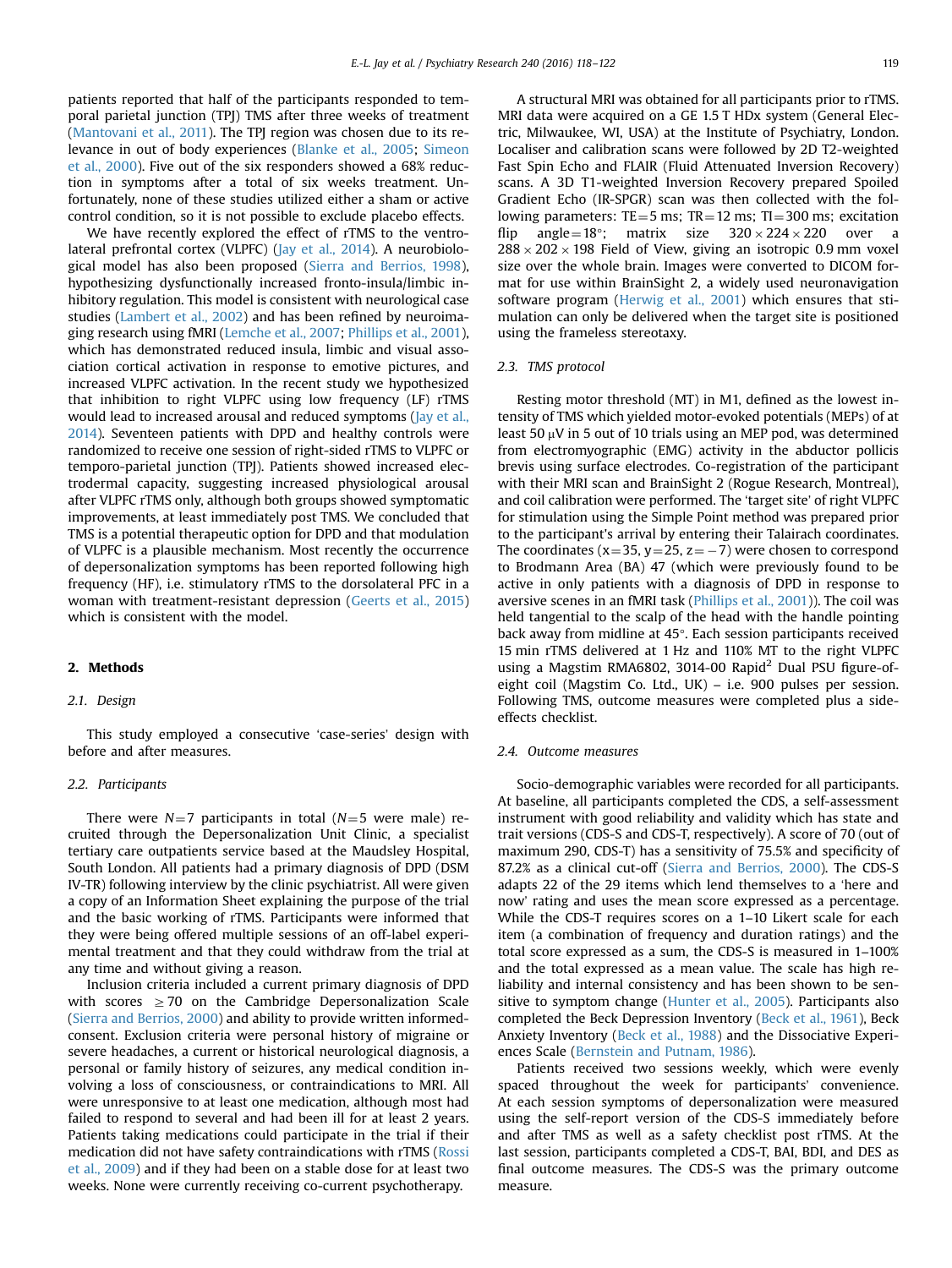patients reported that half of the participants responded to temporal parietal junction (TPJ) TMS after three weeks of treatment (Mantovani et al., 2011). The TPJ region was chosen due to its relevance in out of body experiences (Blanke et al., 2005; Simeon et al., 2000). Five out of the six responders showed a 68% reduction in symptoms after a total of six weeks treatment. Unfortunately, none of these studies utilized either a sham or active control condition, so it is not possible to exclude placebo effects.

We have recently explored the effect of rTMS to the ventrolateral prefrontal cortex (VLPFC) (Jay et al., 2014). A neurobiological model has also been proposed (Sierra and Berrios, 1998), hypothesizing dysfunctionally increased fronto-insula/limbic inhibitory regulation. This model is consistent with neurological case studies (Lambert et al., 2002) and has been refined by neuroimaging research using fMRI (Lemche et al., 2007; Phillips et al., 2001), which has demonstrated reduced insula, limbic and visual association cortical activation in response to emotive pictures, and increased VLPFC activation. In the recent study we hypothesized that inhibition to right VLPFC using low frequency (LF) rTMS would lead to increased arousal and reduced symptoms (Jay et al., 2014). Seventeen patients with DPD and healthy controls were randomized to receive one session of right-sided rTMS to VLPFC or temporo-parietal junction (TPJ). Patients showed increased electrodermal capacity, suggesting increased physiological arousal after VLPFC rTMS only, although both groups showed symptomatic improvements, at least immediately post TMS. We concluded that TMS is a potential therapeutic option for DPD and that modulation of VLPFC is a plausible mechanism. Most recently the occurrence of depersonalization symptoms has been reported following high frequency (HF), i.e. stimulatory rTMS to the dorsolateral PFC in a woman with treatment-resistant depression (Geerts et al., 2015) which is consistent with the model.

## 2. Methods

### 2.1. Design

This study employed a consecutive 'case-series' design with before and after measures.

### 2.2. Participants

There were $N=7$ participants in total ($N=5$ were male) recruited through the Depersonalization Unit Clinic, a specialist tertiary care outpatients service based at the Maudsley Hospital, South London. All patients had a primary diagnosis of DPD (DSM IV-TR) following interview by the clinic psychiatrist. All were given a copy of an Information Sheet explaining the purpose of the trial and the basic working of rTMS. Participants were informed that they were being offered multiple sessions of an off-label experimental treatment and that they could withdraw from the trial at any time and without giving a reason.

Inclusion criteria included a current primary diagnosis of DPD with scores $\geq 70$ on the Cambridge Depersonalization Scale (Sierra and Berrios, 2000) and ability to provide written informed-consent. Exclusion criteria were personal history of migraine or severe headaches, a current or historical neurological diagnosis, a personal or family history of seizures, any medical condition involving a loss of consciousness, or contraindications to MRI. All were unresponsive to at least one medication, although most had failed to respond to several and had been ill for at least 2 years. Patients taking medications could participate in the trial if their medication did not have safety contraindications with rTMS (Rossi et al., 2009) and if they had been on a stable dose for at least two weeks. None were currently receiving co-current psychotherapy.

A structural MRI was obtained for all participants prior to rTMS. MRI data were acquired on a GE 1.5 T HDx system (General Electric, Milwaukee, WI, USA) at the Institute of Psychiatry, London. Localiser and calibration scans were followed by 2D T2-weighted Fast Spin Echo and FLAIR (Fluid Attenuated Inversion Recovery) scans. A 3D T1-weighted Inversion Recovery prepared Spoiled Gradient Echo (IR-SPGR) scan was then collected with the following parameters: TE=5 ms; TR=12 ms; TI=300 ms; excitation flip angle=18°; matrix size $320 \times 224 \times 220$ over a $288 \times 202 \times 198$ Field of View, giving an isotropic 0.9 mm voxel size over the whole brain. Images were converted to DICOM format for use within BrainSight 2, a widely used neuronavigation software program (Herwig et al., 2001) which ensures that stimulation can only be delivered when the target site is positioned using the frameless stereotaxy.

### 2.3. TMS protocol

Resting motor threshold (MT) in M1, defined as the lowest intensity of TMS which yielded motor-evoked potentials (MEPs) of at least 50 μV in 5 out of 10 trials using an MEP pod, was determined from electromyographic (EMG) activity in the abductor pollicis brevis using surface electrodes. Co-registration of the participant with their MRI scan and BrainSight 2 (Rogue Research, Montreal), and coil calibration were performed. The 'target site' of right VLPFC for stimulation using the Simple Point method was prepared prior to the participant's arrival by entering their Talairach coordinates. The coordinates ($x=35$, $y=25$, $z=-7$) were chosen to correspond to Brodmann Area (BA) 47 (which were previously found to be active in only patients with a diagnosis of DPD in response to aversive scenes in an fMRI task (Phillips et al., 2001)). The coil was held tangential to the scalp of the head with the handle pointing back away from midline at 45°. Each session participants received 15 min rTMS delivered at 1 Hz and 110% MT to the right VLPFC using a Magstim RMA6802, 3014-00 Rapid$^2$ Dual PSU figure-of-eight coil (Magstim Co. Ltd., UK) – i.e. 900 pulses per session. Following TMS, outcome measures were completed plus a side-effects checklist.

### 2.4. Outcome measures

Socio-demographic variables were recorded for all participants. At baseline, all participants completed the CDS, a self-assessment instrument with good reliability and validity which has state and trait versions (CDS-S and CDS-T, respectively). A score of 70 (out of maximum 290, CDS-T) has a sensitivity of 75.5% and specificity of 87.2% as a clinical cut-off (Sierra and Berrios, 2000). The CDS-S adapts 22 of the 29 items which lend themselves to a 'here and now' rating and uses the mean score expressed as a percentage. While the CDS-T requires scores on a 1–10 Likert scale for each item (a combination of frequency and duration ratings) and the total score expressed as a sum, the CDS-S is measured in 1–100% and the total expressed as a mean value. The scale has high reliability and internal consistency and has been shown to be sensitive to symptom change (Hunter et al., 2005). Participants also completed the Beck Depression Inventory (Beck et al., 1961), Beck Anxiety Inventory (Beck et al., 1988) and the Dissociative Experiences Scale (Bernstein and Putnam, 1986).

Patients received two sessions weekly, which were evenly spaced throughout the week for participants' convenience. At each session symptoms of depersonalization were measured using the self-report version of the CDS-S immediately before and after TMS as well as a safety checklist post rTMS. At the last session, participants completed a CDS-T, BAI, BDI, and DES as final outcome measures. The CDS-S was the primary outcome measure.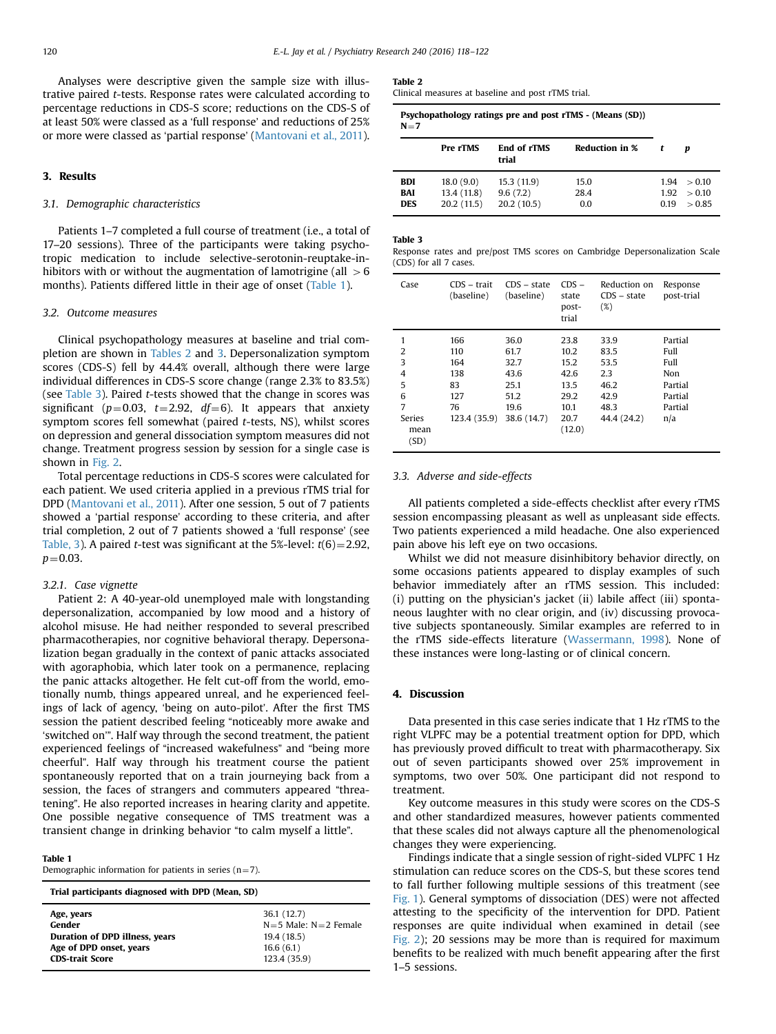Analyses were descriptive given the sample size with illustrative paired *t*-tests. Response rates were calculated according to percentage reductions in CDS-S score; reductions on the CDS-S of at least 50% were classed as a 'full response' and reductions of 25% or more were classed as 'partial response' (Mantovani et al., 2011).

## 3. Results

### 3.1. Demographic characteristics

Patients 1–7 completed a full course of treatment (i.e., a total of 17–20 sessions). Three of the participants were taking psychotropic medication to include selective-serotonin-reuptake-inhibitors with or without the augmentation of lamotrigine (all $>6$ months). Patients differed little in their age of onset (Table 1).

### 3.2. Outcome measures

Clinical psychopathology measures at baseline and trial completion are shown in Tables 2 and 3. Depersonalization symptom scores (CDS-S) fell by 44.4% overall, although there were large individual differences in CDS-S score change (range 2.3% to 83.5%) (see Table 3). Paired *t*-tests showed that the change in scores was significant ($p=0.03$, $t=2.92$, $df=6$). It appears that anxiety symptom scores fell somewhat (paired *t*-tests, NS), whilst scores on depression and general dissociation symptom measures did not change. Treatment progress session by session for a single case is shown in Fig. 2.

Total percentage reductions in CDS-S scores were calculated for each patient. We used criteria applied in a previous rTMS trial for DPD (Mantovani et al., 2011). After one session, 5 out of 7 patients showed a 'partial response' according to these criteria, and after trial completion, 2 out of 7 patients showed a 'full response' (see Table, 3). A paired *t*-test was significant at the 5%-level: $t(6)=2.92$, $p=0.03$.

#### 3.2.1. Case vignette

Patient 2: A 40-year-old unemployed male with longstanding depersonalization, accompanied by low mood and a history of alcohol misuse. He had neither responded to several prescribed pharmacotherapies, nor cognitive behavioral therapy. Depersonalization began gradually in the context of panic attacks associated with agoraphobia, which later took on a permanence, replacing the panic attacks altogether. He felt cut-off from the world, emotionally numb, things appeared unreal, and he experienced feelings of lack of agency, 'being on auto-pilot'. After the first TMS session the patient described feeling "noticeably more awake and 'switched on'". Half way through the second treatment, the patient experienced feelings of "increased wakefulness" and "being more cheerful". Half way through his treatment course the patient spontaneously reported that on a train journeying back from a session, the faces of strangers and commuters appeared "threatening". He also reported increases in hearing clarity and appetite. One possible negative consequence of TMS treatment was a transient change in drinking behavior "to calm myself a little".

**Table 1**
Demographic information for patients in series (n=7).

| Trial participants diagnosed with DPD (Mean, SD) | |
|---|---|
| **Age, years** | 36.1 (12.7) |
| **Gender** | N=5 Male: N=2 Female |
| **Duration of DPD illness, years** | 19.4 (18.5) |
| **Age of DPD onset, years** | 16.6 (6.1) |
| **CDS-trait Score** | 123.4 (35.9) |

**Table 2**
Clinical measures at baseline and post rTMS trial.

| Psychopathology ratings pre and post rTMS - (Means (SD)) N=7 | | | | | |
|---|---|---|---|---|---|
| | **Pre rTMS** | **End of rTMS trial** | **Reduction in %** | ***t*** | ***p*** |
| **BDI** | 18.0 (9.0) | 15.3 (11.9) | 15.0 | 1.94 | >0.10 |
| **BAI** | 13.4 (11.8) | 9.6 (7.2) | 28.4 | 1.92 | >0.10 |
| **DES** | 20.2 (11.5) | 20.2 (10.5) | 0.0 | 0.19 | >0.85 |

**Table 3**
Response rates and pre/post TMS scores on Cambridge Depersonalization Scale (CDS) for all 7 cases.

| Case | CDS – trait (baseline) | CDS – state (baseline) | CDS – state post-trial | Reduction on CDS – state (%) | Response post-trial |
|---|---|---|---|---|---|
| 1 | 166 | 36.0 | 23.8 | 33.9 | Partial |
| 2 | 110 | 61.7 | 10.2 | 83.5 | Full |
| 3 | 164 | 32.7 | 15.2 | 53.5 | Full |
| 4 | 138 | 43.6 | 42.6 | 2.3 | Non |
| 5 | 83 | 25.1 | 13.5 | 46.2 | Partial |
| 6 | 127 | 51.2 | 29.2 | 42.9 | Partial |
| 7 | 76 | 19.6 | 10.1 | 48.3 | Partial |
| Series mean (SD) | 123.4 (35.9) | 38.6 (14.7) | 20.7 (12.0) | 44.4 (24.2) | n/a |

### 3.3. Adverse and side-effects

All patients completed a side-effects checklist after every rTMS session encompassing pleasant as well as unpleasant side effects. Two patients experienced a mild headache. One also experienced pain above his left eye on two occasions.

Whilst we did not measure disinhibitory behavior directly, on some occasions patients appeared to display examples of such behavior immediately after an rTMS session. This included: (i) putting on the physician's jacket (ii) labile affect (iii) spontaneous laughter with no clear origin, and (iv) discussing provocative subjects spontaneously. Similar examples are referred to in the rTMS side-effects literature (Wassermann, 1998). None of these instances were long-lasting or of clinical concern.

## 4. Discussion

Data presented in this case series indicate that 1 Hz rTMS to the right VLPFC may be a potential treatment option for DPD, which has previously proved difficult to treat with pharmacotherapy. Six out of seven participants showed over 25% improvement in symptoms, two over 50%. One participant did not respond to treatment.

Key outcome measures in this study were scores on the CDS-S and other standardized measures, however patients commented that these scales did not always capture all the phenomenological changes they were experiencing.

Findings indicate that a single session of right-sided VLPFC 1 Hz stimulation can reduce scores on the CDS-S, but these scores tend to fall further following multiple sessions of this treatment (see Fig. 1). General symptoms of dissociation (DES) were not affected attesting to the specificity of the intervention for DPD. Patient responses are quite individual when examined in detail (see Fig. 2); 20 sessions may be more than is required for maximum benefits to be realized with much benefit appearing after the first 1–5 sessions.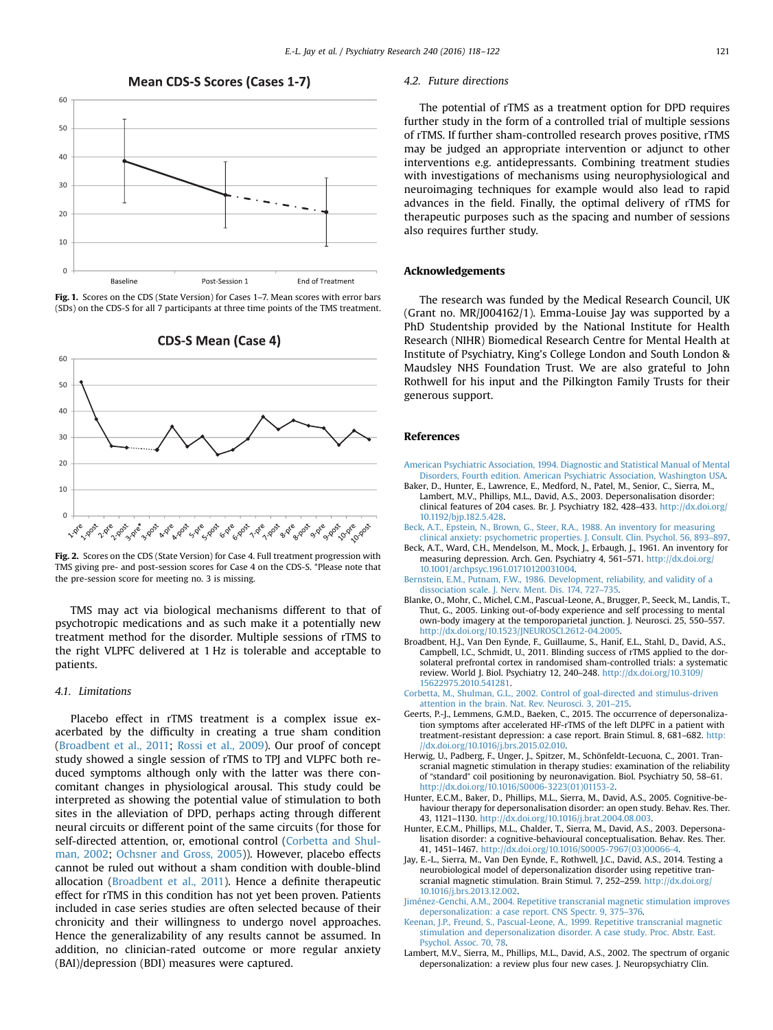Mean CDS-S Scores (Cases 1-7)

60
50
40
30
20
10
0

Baseline
Post-Session 1
End of Treatment

**Fig. 1.** Scores on the CDS (State Version) for Cases 1–7. Mean scores with error bars (SDs) on the CDS-S for all 7 participants at three time points of the TMS treatment.

CDS-S Mean (Case 4)

60
50
40
30
20
10
0

1-pre 1-post 2-pre 2-post 3-pre* 3-post 4-pre 4-post 5-pre 5-post 6-pre 6-post 7-pre 7-post 8-pre 8-post 9-pre 9-post 10-pre 10-post

**Fig. 2.** Scores on the CDS (State Version) for Case 4. Full treatment progression with TMS giving pre- and post-session scores for Case 4 on the CDS-S. *Please note that the pre-session score for meeting no. 3 is missing.

TMS may act via biological mechanisms different to that of psychotropic medications and as such make it a potentially new treatment method for the disorder. Multiple sessions of rTMS to the right VLPFC delivered at 1 Hz is tolerable and acceptable to patients.

### 4.1. Limitations

Placebo effect in rTMS treatment is a complex issue exacerbated by the difficulty in creating a true sham condition (Broadbent et al., 2011; Rossi et al., 2009). Our proof of concept study showed a single session of rTMS to TPJ and VLPFC both reduced symptoms although only with the latter was there concomitant changes in physiological arousal. This study could be interpreted as showing the potential value of stimulation to both sites in the alleviation of DPD, perhaps acting through different neural circuits or different point of the same circuits (for those for self-directed attention, or, emotional control (Corbetta and Shulman, 2002; Ochsner and Gross, 2005)). However, placebo effects cannot be ruled out without a sham condition with double-blind allocation (Broadbent et al., 2011). Hence a definite therapeutic effect for rTMS in this condition has not yet been proven. Patients included in case series studies are often selected because of their chronicity and their willingness to undergo novel approaches. Hence the generalizability of any results cannot be assumed. In addition, no clinician-rated outcome or more regular anxiety (BAI)/depression (BDI) measures were captured.

### 4.2. Future directions

The potential of rTMS as a treatment option for DPD requires further study in the form of a controlled trial of multiple sessions of rTMS. If further sham-controlled research proves positive, rTMS may be judged an appropriate intervention or adjunct to other interventions e.g. antidepressants. Combining treatment studies with investigations of mechanisms using neurophysiological and neuroimaging techniques for example would also lead to rapid advances in the field. Finally, the optimal delivery of rTMS for therapeutic purposes such as the spacing and number of sessions also requires further study.

## Acknowledgements

The research was funded by the Medical Research Council, UK (Grant no. MR/J004162/1). Emma-Louise Jay was supported by a PhD Studentship provided by the National Institute for Health Research (NIHR) Biomedical Research Centre for Mental Health at Institute of Psychiatry, King's College London and South London & Maudsley NHS Foundation Trust. We are also grateful to John Rothwell for his input and the Pilkington Family Trusts for their generous support.

## References

American Psychiatric Association, 1994. Diagnostic and Statistical Manual of Mental Disorders, Fourth edition. American Psychiatric Association, Washington USA.

Baker, D., Hunter, E., Lawrence, E., Medford, N., Patel, M., Senior, C., Sierra, M., Lambert, M.V., Phillips, M.L., David, A.S., 2003. Depersonalisation disorder: clinical features of 204 cases. Br. J. Psychiatry 182, 428–433. http://dx.doi.org/10.1192/bjp.182.5.428.

Beck, A.T., Epstein, N., Brown, G., Steer, R.A., 1988. An inventory for measuring clinical anxiety: psychometric properties. J. Consult. Clin. Psychol. 56, 893–897.

Beck, A.T., Ward, C.H., Mendelson, M., Mock, J., Erbaugh, J., 1961. An inventory for measuring depression. Arch. Gen. Psychiatry 4, 561–571. http://dx.doi.org/10.1001/archpsyc.1961.01710120031004.

Bernstein, E.M., Putnam, F.W., 1986. Development, reliability, and validity of a dissociation scale. J. Nerv. Ment. Dis. 174, 727–735.

Blanke, O., Mohr, C., Michel, C.M., Pascual-Leone, A., Brugger, P., Seeck, M., Landis, T., Thut, G., 2005. Linking out-of-body experience and self processing to mental own-body imagery at the temporoparietal junction. J. Neurosci. 25, 550–557. http://dx.doi.org/10.1523/JNEUROSCI.2612-04.2005.

Broadbent, H.J., Van Den Eynde, F., Guillaume, S., Hanif, E.L., Stahl, D., David, A.S., Campbell, I.C., Schmidt, U., 2011. Blinding success of rTMS applied to the dorsolateral prefrontal cortex in randomised sham-controlled trials: a systematic review. World J. Biol. Psychiatry 12, 240–248. http://dx.doi.org/10.3109/15622975.2010.541281.

Corbetta, M., Shulman, G.L., 2002. Control of goal-directed and stimulus-driven attention in the brain. Nat. Rev. Neurosci. 3, 201–215.

Geerts, P.-J., Lemmens, G.M.D., Baeken, C., 2015. The occurrence of depersonalization symptoms after accelerated HF-rTMS of the left DLPFC in a patient with treatment-resistant depression: a case report. Brain Stimul. 8, 681–682. http://dx.doi.org/10.1016/j.brs.2015.02.010.

Herwig, U., Padberg, F., Unger, J., Spitzer, M., Schönfeldt-Lecuona, C., 2001. Transcranial magnetic stimulation in therapy studies: examination of the reliability of "standard" coil positioning by neuronavigation. Biol. Psychiatry 50, 58–61. http://dx.doi.org/10.1016/S0006-3223(01)01153-2.

Hunter, E.C.M., Baker, D., Phillips, M.L., Sierra, M., David, A.S., 2005. Cognitive-behaviour therapy for depersonalisation disorder: an open study. Behav. Res. Ther. 43, 1121–1130. http://dx.doi.org/10.1016/j.brat.2004.08.003.

Hunter, E.C.M., Phillips, M.L., Chalder, T., Sierra, M., David, A.S., 2003. Depersonalisation disorder: a cognitive-behavioural conceptualisation. Behav. Res. Ther. 41, 1451–1467. http://dx.doi.org/10.1016/S0005-7967(03)00066-4.

Jay, E.-L., Sierra, M., Van Den Eynde, F., Rothwell, J.C., David, A.S., 2014. Testing a neurobiological model of depersonalization disorder using repetitive transcranial magnetic stimulation. Brain Stimul. 7, 252–259. http://dx.doi.org/10.1016/j.brs.2013.12.002.

Jiménez-Genchi, A.M., 2004. Repetitive transcranial magnetic stimulation improves depersonalization: a case report. CNS Spectr. 9, 375–376.

Keenan, J.P., Freund, S., Pascual-Leone, A., 1999. Repetitive transcranial magnetic stimulation and depersonalization disorder. A case study. Proc. Abstr. East. Psychol. Assoc. 70, 78.

Lambert, M.V., Sierra, M., Phillips, M.L., David, A.S., 2002. The spectrum of organic depersonalization: a review plus four new cases. J. Neuropsychiatry Clin.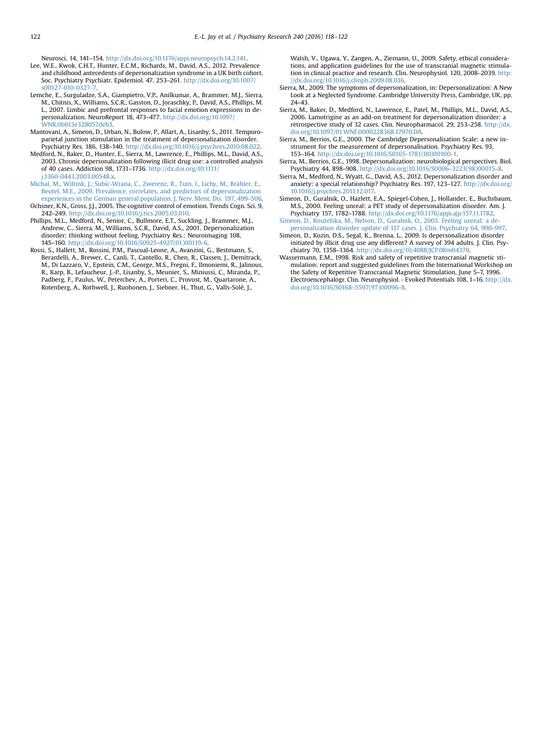Neurosci. 14, 141–154. http://dx.doi.org/10.1176/appi.neuropsych.14.2.141.

Lee, W.E., Kwok, C.H.T., Hunter, E.C.M., Richards, M., David, A.S., 2012. Prevalence and childhood antecedents of depersonalization syndrome in a UK birth cohort. Soc. Psychiatry Psychiatr. Epidemiol. 47, 253–261. http://dx.doi.org/10.1007/s00127-010-0327-7.

Lemche, E., Surguladze, S.A., Giampietro, V.P., Anilkumar, A., Brammer, M.J., Sierra, M., Chitnis, X., Williams, S.C.R., Gasston, D., Joraschky, P., David, A.S., Phillips, M. L., 2007. Limbic and prefrontal responses to facial emotion expressions in depersonalization. NeuroReport 18, 473–477. http://dx.doi.org/10.1097/WNR.0b013e328057deb3.

Mantovani, A., Simeon, D., Urban, N., Bulow, P., Allart, A., Lisanby, S., 2011. Temporo-parietal junction stimulation in the treatment of depersonalization disorder. Psychiatry Res. 186, 138–140. http://dx.doi.org/10.1016/j.psychres.2010.08.022.

Medford, N., Baker, D., Hunter, E., Sierra, M., Lawrence, E., Phillips, M.L., David, A.S., 2003. Chronic depersonalization following illicit drug use: a controlled analysis of 40 cases. Addiction 98, 1731–1736. http://dx.doi.org/10.1111/j.1360-0443.2003.00548.x.

Michal, M., Wiltink, J., Subic-Wrana, C., Zwerenz, R., Tuin, I., Lichy, M., Brähler, E., Beutel, M.E., 2009. Prevalence, correlates, and predictors of depersonalization experiences in the German general population. J. Nerv. Ment. Dis. 197, 499–506.

Ochsner, K.N., Gross, J.J., 2005. The cognitive control of emotion. Trends Cogn. Sci. 9, 242–249. http://dx.doi.org/10.1016/j.tics.2005.03.010.

Phillips, M.L., Medford, N., Senior, C., Bullmore, E.T., Suckling, J., Brammer, M.J., Andrew, C., Sierra, M., Williams, S.C.R., David, A.S., 2001. Depersonalization disorder: thinking without feeling. Psychiatry Res.: Neuroimaging 108, 145–160. http://dx.doi.org/10.1016/S0925-4927(01)00119-6.

Rossi, S., Hallett, M., Rossini, P.M., Pascual-Leone, A., Avanzini, G., Bestmann, S., Berardelli, A., Brewer, C., Canli, T., Cantello, R., Chen, R., Classen, J., Demitrack, M., Di Lazzaro, V., Epstein, C.M., George, M.S., Fregni, F., Ilmoniemi, R., Jalinous, R., Karp, B., Lefaucheur, J.-P., Lisanby, S., Meunier, S., Miniussi, C., Miranda, P., Padberg, F., Paulus, W., Peterchev, A., Porteri, C., Provost, M., Quartarone, A., Rotenberg, A., Rothwell, J., Ruohonen, J., Siebner, H., Thut, G., Valls-Solè, J., Walsh, V., Ugawa, Y., Zangen, A., Ziemann, U., 2009. Safety, ethical considerations, and application guidelines for the use of transcranial magnetic stimulation in clinical practice and research. Clin. Neurophysiol. 120, 2008–2039. http://dx.doi.org/10.1016/j.clinph.2009.08.016.

Sierra, M., 2009. The symptoms of depersonalization, in: Depersonalization: A New Look at a Neglected Syndrome. Cambridge University Press, Cambridge, UK, pp. 24–43.

Sierra, M., Baker, D., Medford, N., Lawrence, E., Patel, M., Phillips, M.L., David, A.S., 2006. Lamotrigine as an add-on treatment for depersonalization disorder: a retrospective study of 32 cases. Clin. Neuropharmacol. 29, 253–258. http://dx.doi.org/10.1097/01.WNF.0000228368.17970.DA.

Sierra, M., Berrios, G.E., 2000. The Cambridge Depersonalisation Scale: a new instrument for the measurement of depersonalisation. Psychiatry Res. 93, 153–164. http://dx.doi.org/10.1016/S0165-1781(00)00100-1.

Sierra, M., Berrios, G.E., 1998. Depersonalization: neurobiological perspectives. Biol. Psychiatry 44, 898–908. http://dx.doi.org/10.1016/S0006–3223(98)00015–8.

Sierra, M., Medford, N., Wyatt, G., David, A.S., 2012. Depersonalization disorder and anxiety: a special relationship? Psychiatry Res. 197, 123–127. http://dx.doi.org/10.1016/j.psychres.2011.12.017.

Simeon, D., Guralnik, O., Hazlett, E.A., Spiegel-Cohen, J., Hollander, E., Buchsbaum, M.S., 2000. Feeling unreal: a PET study of depersonalization disorder. Am. J. Psychiatry 157, 1782–1788. http://dx.doi.org/10.1176/appi.ajp.157.11.1782.

Simeon, D., Knutelska, M., Nelson, D., Guralnik, O., 2003. Feeling unreal: a depersonalization disorder update of 117 cases. J. Clin. Psychiatry 64, 990–997.

Simeon, D., Kozin, D.S., Segal, K., Brenna, L., 2009. Is depersonalization disorder initiated by illicit drug use any different? A survey of 394 adults. J. Clin. Psychiatry 70, 1358–1364. http://dx.doi.org/10.4088/JCP.08m04370.

Wassermann, E.M., 1998. Risk and safety of repetitive transcranial magnetic stimulation: report and suggested guidelines from the International Workshop on the Safety of Repetitive Transcranial Magnetic Stimulation, June 5–7, 1996. Electroencephalogr. Clin. Neurophysiol. - Evoked Potentials 108, 1–16. http://dx.doi.org/10.1016/S0168–5597(97)00096–8.